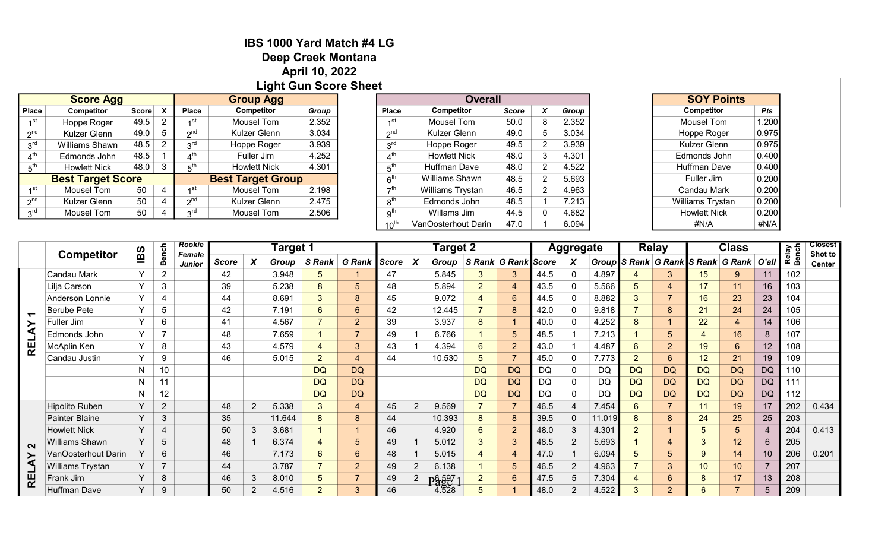# IBS 1000 Yard Match #4 LG
## Deep Creek Montana
## April 10, 2022
## Light Gun Score Sheet

| Score Agg | | | | Group Agg | | |
|---|---|---|---|---|---|---|
| Place | Competitor | Score | X | Place | Competitor | Group |
| 1st | Hoppe Roger | 49.5 | 2 | 1st | Mousel Tom | 2.352 |
| 2nd | Kulzer Glenn | 49.0 | 5 | 2nd | Kulzer Glenn | 3.034 |
| 3rd | Williams Shawn | 48.5 | 2 | 3rd | Hoppe Roger | 3.939 |
| 4th | Edmonds John | 48.5 | 1 | 4th | Fuller Jim | 4.252 |
| 5th | Howlett Nick | 48.0 | 3 | 5th | Howlett Nick | 4.301 |
| **Best Target Score** | | | | **Best Target Group** | | |
| 1st | Mousel Tom | 50 | 4 | 1st | Mousel Tom | 2.198 |
| 2nd | Kulzer Glenn | 50 | 4 | 2nd | Kulzer Glenn | 2.475 |
| 3rd | Mousel Tom | 50 | 4 | 3rd | Mousel Tom | 2.506 |

| Overall | | | | |
|---|---|---|---|---|
| Place | Competitor | Score | X | Group |
| 1st | Mousel Tom | 50.0 | 8 | 2.352 |
| 2nd | Kulzer Glenn | 49.0 | 5 | 3.034 |
| 3rd | Hoppe Roger | 49.5 | 2 | 3.939 |
| 4th | Howlett Nick | 48.0 | 3 | 4.301 |
| 5th | Huffman Dave | 48.0 | 2 | 4.522 |
| 6th | Williams Shawn | 48.5 | 2 | 5.693 |
| 7th | Williams Trystan | 46.5 | 2 | 4.963 |
| 8th | Edmonds John | 48.5 | 1 | 7.213 |
| 9th | Willams Jim | 44.5 | 0 | 4.682 |
| 10th | VanOosterhout Darin | 47.0 | 1 | 6.094 |

| SOY Points | |
|---|---|
| Competitor | Pts |
| Mousel Tom | 1.200 |
| Hoppe Roger | 0.975 |
| Kulzer Glenn | 0.975 |
| Edmonds John | 0.400 |
| Huffman Dave | 0.400 |
| Fuller Jim | 0.200 |
| Candau Mark | 0.200 |
| Williams Trystan | 0.200 |
| Howlett Nick | 0.200 |
| #N/A | #N/A |

| Relay | Competitor | IBS | Bench | Rookie Female Junior | Target 1 | | | | | Target 2 | | | | | Aggregate | | | Relay | | Class | | | Relay Bench | Closest Shot to Center |
|---|---|---|---|---|---|---|---|---|---|---|---|---|---|---|---|---|---|---|---|---|---|---|---|---|
| | | | | | Score | X | Group | S Rank | G Rank | Score | X | Group | S Rank | G Rank | Score | X | Group | S Rank | G Rank | S Rank | G Rank | O'all | | |
| RELAY 1 | Candau Mark | Y | 2 | | 42 | | 3.948 | 5 | 1 | 47 | | 5.845 | 3 | 3 | 44.5 | 0 | 4.897 | 4 | 3 | 15 | 9 | 11 | 102 | |
| RELAY 1 | Lilja Carson | Y | 3 | | 39 | | 5.238 | 8 | 5 | 48 | | 5.894 | 2 | 4 | 43.5 | 0 | 5.566 | 5 | 4 | 17 | 11 | 16 | 103 | |
| RELAY 1 | Anderson Lonnie | Y | 4 | | 44 | | 8.691 | 3 | 8 | 45 | | 9.072 | 4 | 6 | 44.5 | 0 | 8.882 | 3 | 7 | 16 | 23 | 23 | 104 | |
| RELAY 1 | Berube Pete | Y | 5 | | 42 | | 7.191 | 6 | 6 | 42 | | 12.445 | 7 | 8 | 42.0 | 0 | 9.818 | 7 | 8 | 21 | 24 | 24 | 105 | |
| RELAY 1 | Fuller Jim | Y | 6 | | 41 | | 4.567 | 7 | 2 | 39 | | 3.937 | 8 | 1 | 40.0 | 0 | 4.252 | 8 | 1 | 22 | 4 | 14 | 106 | |
| RELAY 1 | Edmonds John | Y | 7 | | 48 | | 7.659 | 1 | 7 | 49 | 1 | 6.766 | 1 | 5 | 48.5 | 1 | 7.213 | 1 | 5 | 4 | 16 | 8 | 107 | |
| RELAY 1 | McAplin Ken | Y | 8 | | 43 | | 4.579 | 4 | 3 | 43 | 1 | 4.394 | 6 | 2 | 43.0 | 1 | 4.487 | 6 | 2 | 19 | 6 | 12 | 108 | |
| RELAY 1 | Candau Justin | Y | 9 | | 46 | | 5.015 | 2 | 4 | 44 | | 10.530 | 5 | 7 | 45.0 | 0 | 7.773 | 2 | 6 | 12 | 21 | 19 | 109 | |
| RELAY 1 | | N | 10 | | | | | DQ | DQ | | | | DQ | DQ | DQ | 0 | DQ | DQ | DQ | DQ | DQ | DQ | 110 | |
| RELAY 1 | | N | 11 | | | | | DQ | DQ | | | | DQ | DQ | DQ | 0 | DQ | DQ | DQ | DQ | DQ | DQ | 111 | |
| RELAY 1 | | N | 12 | | | | | DQ | DQ | | | | DQ | DQ | DQ | 0 | DQ | DQ | DQ | DQ | DQ | DQ | 112 | |
| RELAY 2 | Hipolito Ruben | Y | 2 | | 48 | 2 | 5.338 | 3 | 4 | 45 | 2 | 9.569 | 7 | 7 | 46.5 | 4 | 7.454 | 6 | 7 | 11 | 19 | 17 | 202 | 0.434 |
| RELAY 2 | Painter Blaine | Y | 3 | | 35 | | 11.644 | 8 | 8 | 44 | | 10.393 | 8 | 8 | 39.5 | 0 | 11.019 | 8 | 8 | 24 | 25 | 25 | 203 | |
| RELAY 2 | Howlett Nick | Y | 4 | | 50 | 3 | 3.681 | 1 | 1 | 46 | | 4.920 | 6 | 2 | 48.0 | 3 | 4.301 | 2 | 1 | 5 | 5 | 4 | 204 | 0.413 |
| RELAY 2 | Williams Shawn | Y | 5 | | 48 | 1 | 6.374 | 4 | 5 | 49 | 1 | 5.012 | 3 | 3 | 48.5 | 2 | 5.693 | 1 | 4 | 3 | 12 | 6 | 205 | |
| RELAY 2 | VanOosterhout Darin | Y | 6 | | 46 | | 7.173 | 6 | 6 | 48 | 1 | 5.015 | 4 | 4 | 47.0 | 1 | 6.094 | 5 | 5 | 9 | 14 | 10 | 206 | 0.201 |
| RELAY 2 | Williams Trystan | Y | 7 | | 44 | | 3.787 | 7 | 2 | 49 | 2 | 6.138 | 1 | 5 | 46.5 | 2 | 4.963 | 7 | 3 | 10 | 10 | 7 | 207 | |
| RELAY 2 | Frank Jim | Y | 8 | | 46 | 3 | 8.010 | 5 | 7 | 49 | 2 | 6.597 | 2 | 6 | 47.5 | 5 | 7.304 | 4 | 6 | 8 | 17 | 13 | 208 | |
| RELAY 2 | Huffman Dave | Y | 9 | | 50 | 2 | 4.516 | 2 | 3 | 46 | | 4.528 | 5 | 1 | 48.0 | 2 | 4.522 | 3 | 2 | 6 | 7 | 5 | 209 | |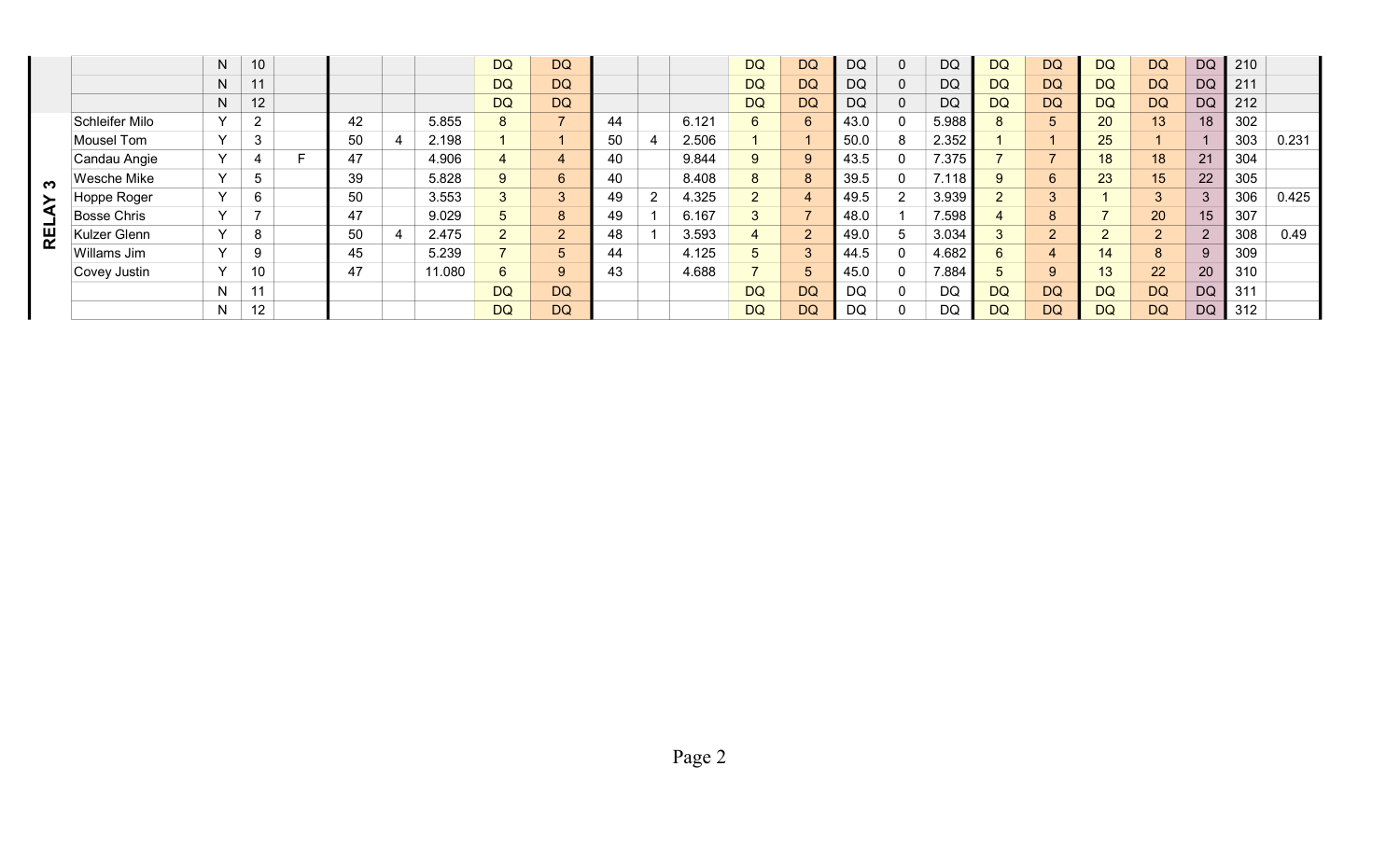| | | | | | | | | | | | | | | | | | | | | | | | | | | |
|---|---|---|---|---|---|---|---|---|---|---|---|---|---|---|---|---|---|---|---|---|---|---|---|---|---|---|
| | | N | 10 | | | | | DQ | DQ | | | | DQ | DQ | DQ | 0 | DQ | DQ | DQ | DQ | DQ | DQ | 210 | |
| | | N | 11 | | | | | DQ | DQ | | | | DQ | DQ | DQ | 0 | DQ | DQ | DQ | DQ | DQ | DQ | 211 | |
| | | N | 12 | | | | | DQ | DQ | | | | DQ | DQ | DQ | 0 | DQ | DQ | DQ | DQ | DQ | DQ | 212 | |
| RELAY 3 | Schleifer Milo | Y | 2 | | 42 | | 5.855 | 8 | 7 | 44 | | 6.121 | 6 | 6 | 43.0 | 0 | 5.988 | 8 | 5 | 20 | 13 | 18 | 302 | |
| | Mousel Tom | Y | 3 | | 50 | 4 | 2.198 | 1 | 1 | 50 | 4 | 2.506 | 1 | 1 | 50.0 | 8 | 2.352 | 1 | 1 | 25 | 1 | 1 | 303 | 0.231 |
| | Candau Angie | Y | 4 | F | 47 | | 4.906 | 4 | 4 | 40 | | 9.844 | 9 | 9 | 43.5 | 0 | 7.375 | 7 | 7 | 18 | 18 | 21 | 304 | |
| | Wesche Mike | Y | 5 | | 39 | | 5.828 | 9 | 6 | 40 | | 8.408 | 8 | 8 | 39.5 | 0 | 7.118 | 9 | 6 | 23 | 15 | 22 | 305 | |
| | Hoppe Roger | Y | 6 | | 50 | | 3.553 | 3 | 3 | 49 | 2 | 4.325 | 2 | 4 | 49.5 | 2 | 3.939 | 2 | 3 | 1 | 3 | 3 | 306 | 0.425 |
| | Bosse Chris | Y | 7 | | 47 | | 9.029 | 5 | 8 | 49 | 1 | 6.167 | 3 | 7 | 48.0 | 1 | 7.598 | 4 | 8 | 7 | 20 | 15 | 307 | |
| | Kulzer Glenn | Y | 8 | | 50 | 4 | 2.475 | 2 | 2 | 48 | 1 | 3.593 | 4 | 2 | 49.0 | 5 | 3.034 | 3 | 2 | 2 | 2 | 2 | 308 | 0.49 |
| | Willams Jim | Y | 9 | | 45 | | 5.239 | 7 | 5 | 44 | | 4.125 | 5 | 3 | 44.5 | 0 | 4.682 | 6 | 4 | 14 | 8 | 9 | 309 | |
| | Covey Justin | Y | 10 | | 47 | | 11.080 | 6 | 9 | 43 | | 4.688 | 7 | 5 | 45.0 | 0 | 7.884 | 5 | 9 | 13 | 22 | 20 | 310 | |
| | | N | 11 | | | | | DQ | DQ | | | | DQ | DQ | DQ | 0 | DQ | DQ | DQ | DQ | DQ | DQ | 311 | |
| | | N | 12 | | | | | DQ | DQ | | | | DQ | DQ | DQ | 0 | DQ | DQ | DQ | DQ | DQ | DQ | 312 | |